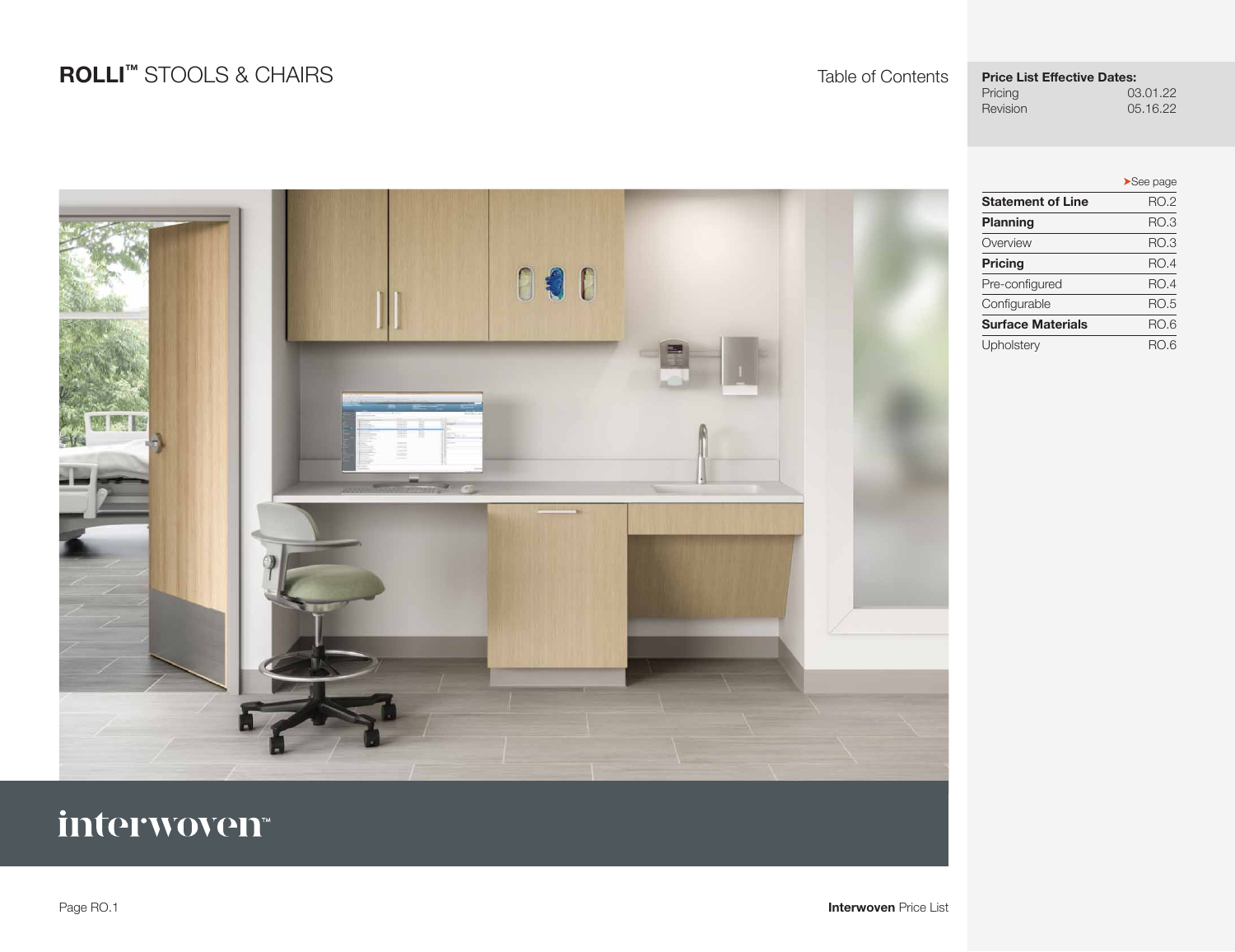# ROLLI™ STOOLS & CHAIRS

Table of Contents

**Price List Effective Dates:**

Pricing 03.01.22
Revision 05.16.22

| | ➤See page |
|---|---|
| **Statement of Line** | RO.2 |
| **Planning** | RO.3 |
| Overview | RO.3 |
| **Pricing** | RO.4 |
| Pre-configured | RO.4 |
| Configurable | RO.5 |
| **Surface Materials** | RO.6 |
| Upholstery | RO.6 |

interwoven™

**Interwoven** Price List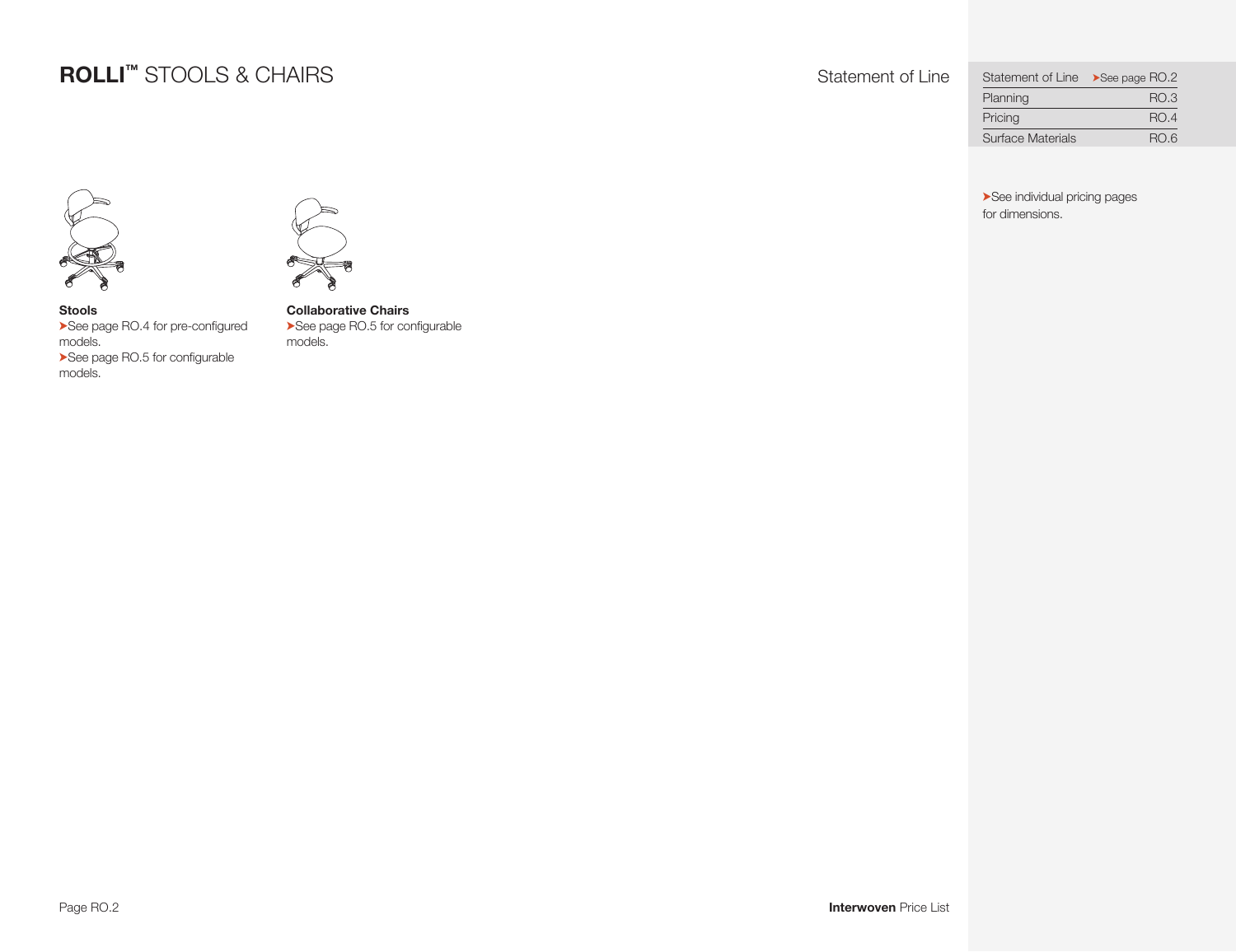# ROLLI™ STOOLS & CHAIRS

## Statement of Line

| | |
|---|---|
| Statement of Line | ➤See page RO.2 |
| Planning | RO.3 |
| Pricing | RO.4 |
| Surface Materials | RO.6 |

➤See individual pricing pages for dimensions.

**Stools**
➤See page RO.4 for pre-configured models.
➤See page RO.5 for configurable models.

**Collaborative Chairs**
➤See page RO.5 for configurable models.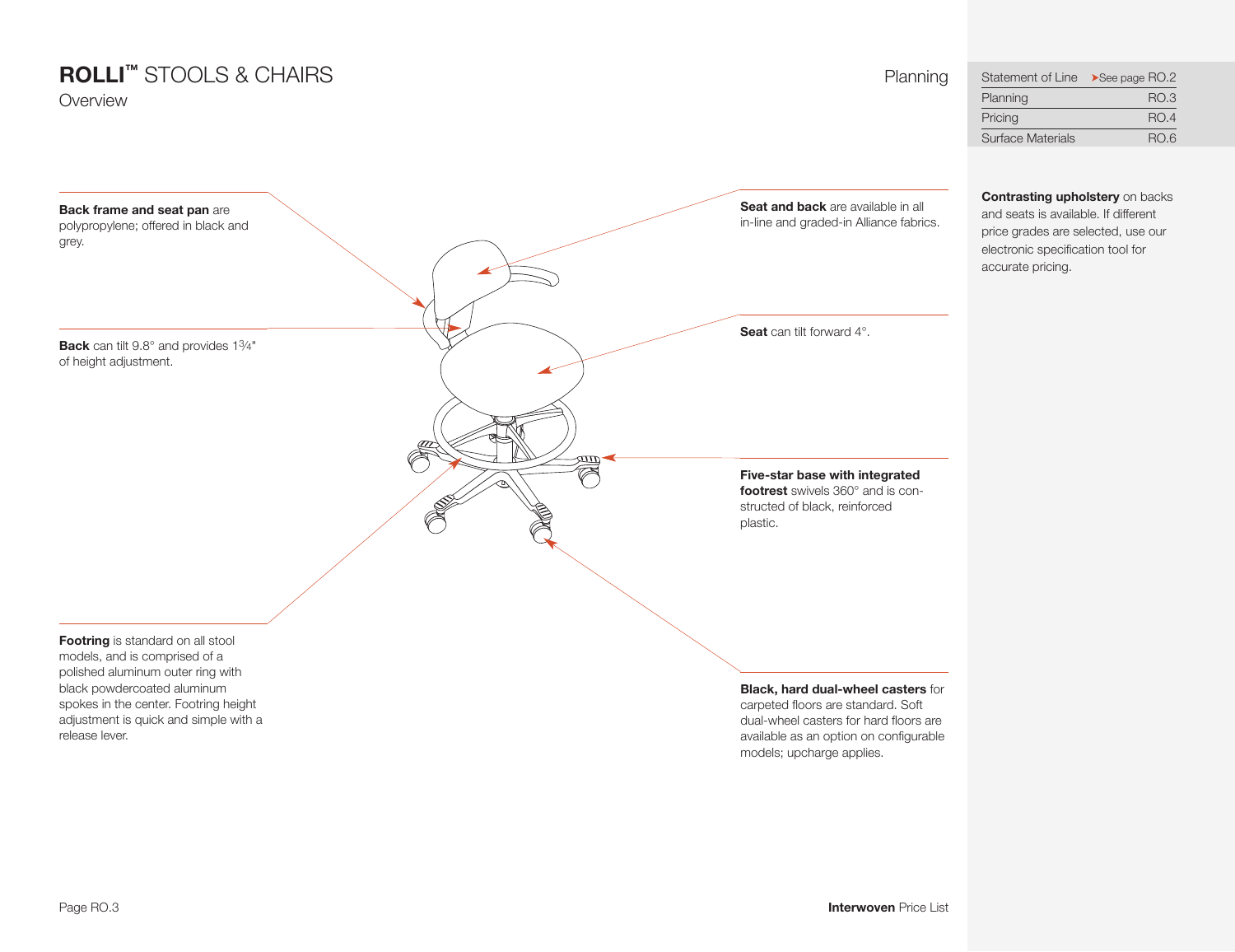# ROLLI™ STOOLS & CHAIRS

Overview

Planning

| Statement of Line | ➤See page RO.2 |
| --- | --- |
| Planning | RO.3 |
| Pricing | RO.4 |
| Surface Materials | RO.6 |

**Back frame and seat pan** are polypropylene; offered in black and grey.

**Back** can tilt 9.8° and provides 1¾" of height adjustment.

**Footring** is standard on all stool models, and is comprised of a polished aluminum outer ring with black powdercoated aluminum spokes in the center. Footring height adjustment is quick and simple with a release lever.

**Seat and back** are available in all in-line and graded-in Alliance fabrics.

**Seat** can tilt forward 4°.

**Five-star base with integrated footrest** swivels 360° and is constructed of black, reinforced plastic.

**Black, hard dual-wheel casters** for carpeted floors are standard. Soft dual-wheel casters for hard floors are available as an option on configurable models; upcharge applies.

**Contrasting upholstery** on backs and seats is available. If different price grades are selected, use our electronic specification tool for accurate pricing.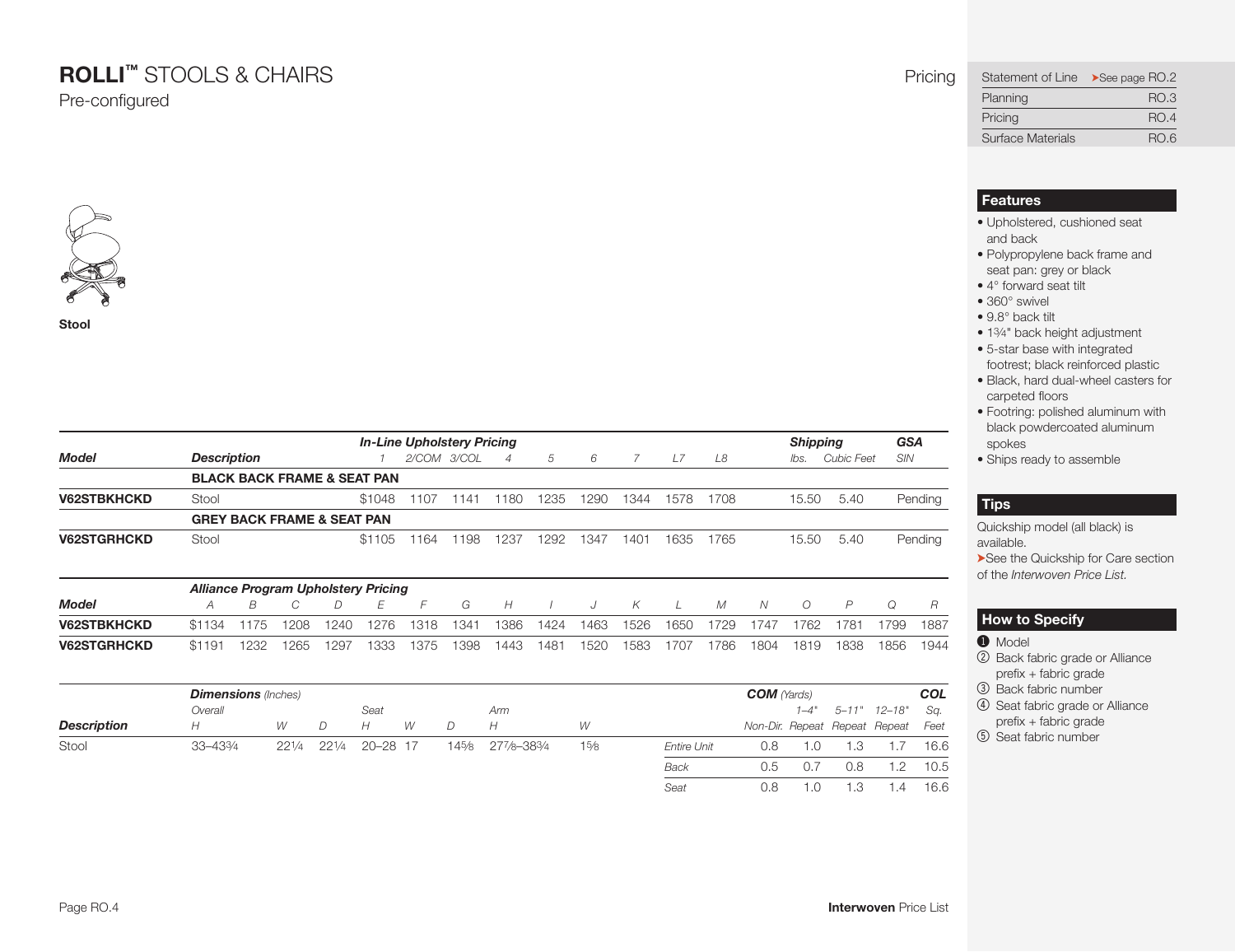# **ROLLI™** STOOLS & CHAIRS

Pre-configured

Pricing

| Statement of Line | ➤See page RO.2 |
|---|---|
| Planning | RO.3 |
| Pricing | RO.4 |
| Surface Materials | RO.6 |

**Stool**

| Model | Description | In-Line Upholstery Pricing 1 | 2/COM | 3/COL | 4 | 5 | 6 | 7 | L7 | L8 | Shipping lbs. | Cubic Feet | GSA SIN |
|---|---|---|---|---|---|---|---|---|---|---|---|---|---|
| | **BLACK BACK FRAME & SEAT PAN** | | | | | | | | | | | | |
| **V62STBKHCKD** | Stool | $1048 | 1107 | 1141 | 1180 | 1235 | 1290 | 1344 | 1578 | 1708 | 15.50 | 5.40 | Pending |
| | **GREY BACK FRAME & SEAT PAN** | | | | | | | | | | | | |
| **V62STGRHCKD** | Stool | $1105 | 1164 | 1198 | 1237 | 1292 | 1347 | 1401 | 1635 | 1765 | 15.50 | 5.40 | Pending |

| Model | Alliance Program Upholstery Pricing A | B | C | D | E | F | G | H | I | J | K | L | M | N | O | P | Q | R |
|---|---|---|---|---|---|---|---|---|---|---|---|---|---|---|---|---|---|---|
| **V62STBKHCKD** | $1134 | 1175 | 1208 | 1240 | 1276 | 1318 | 1341 | 1386 | 1424 | 1463 | 1526 | 1650 | 1729 | 1747 | 1762 | 1781 | 1799 | 1887 |
| **V62STGRHCKD** | $1191 | 1232 | 1265 | 1297 | 1333 | 1375 | 1398 | 1443 | 1481 | 1520 | 1583 | 1707 | 1786 | 1804 | 1819 | 1838 | 1856 | 1944 |

| Description | Dimensions (Inches) Overall H | W | D | Seat H | W | D | Arm H | W |
|---|---|---|---|---|---|---|---|---|
| Stool | 33–43¾ | 22¼ | 22¼ | 20–28 | 17 | 14⅝ | 27⅞–38¾ | 1⅝ |

| | COM (Yards) Non-Dir. | 1–4" Repeat | 5–11" Repeat | 12–18" Repeat | COL Sq. Feet |
|---|---|---|---|---|---|
| *Entire Unit* | 0.8 | 1.0 | 1.3 | 1.7 | 16.6 |
| *Back* | 0.5 | 0.7 | 0.8 | 1.2 | 10.5 |
| *Seat* | 0.8 | 1.0 | 1.3 | 1.4 | 16.6 |

## Features

- Upholstered, cushioned seat and back
- Polypropylene back frame and seat pan: grey or black
- 4° forward seat tilt
- 360° swivel
- 9.8° back tilt
- 1¾" back height adjustment
- 5-star base with integrated footrest; black reinforced plastic
- Black, hard dual-wheel casters for carpeted floors
- Footring: polished aluminum with black powdercoated aluminum spokes
- Ships ready to assemble

## Tips

Quickship model (all black) is available.
➤See the Quickship for Care section of the *Interwoven Price List.*

## How to Specify

1. Model
2. Back fabric grade or Alliance prefix + fabric grade
3. Back fabric number
4. Seat fabric grade or Alliance prefix + fabric grade
5. Seat fabric number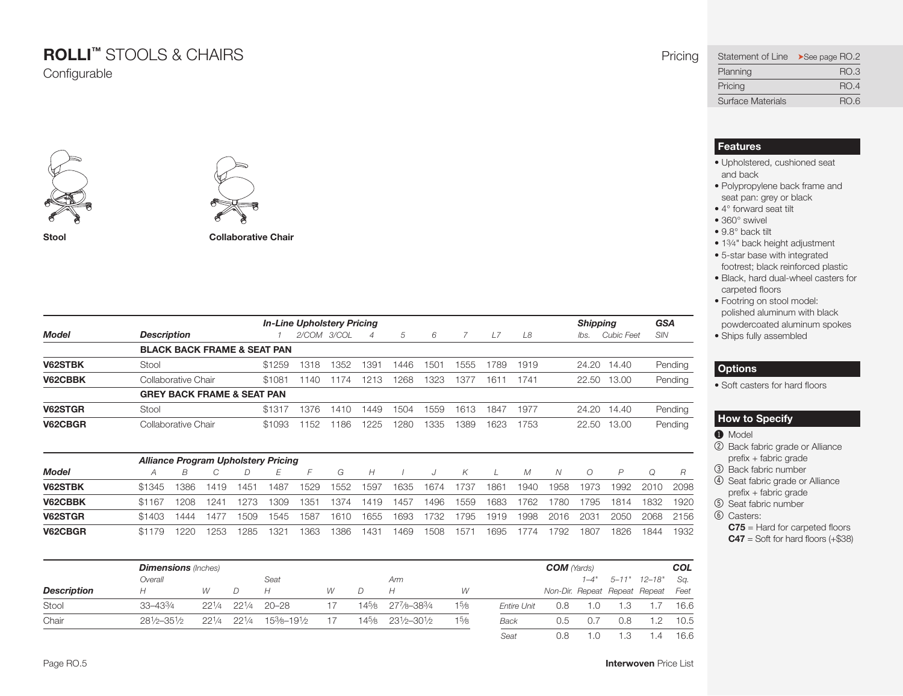# **ROLLI™** STOOLS & CHAIRS

Configurable

Pricing

| Statement of Line | ➤See page RO.2 |
|---|---|
| Planning | RO.3 |
| Pricing | RO.4 |
| Surface Materials | RO.6 |

**Stool**

**Collaborative Chair**

| Model | Description | *In-Line Upholstery Pricing* 1 | 2/COM | 3/COL | 4 | 5 | 6 | 7 | L7 | L8 | *Shipping* lbs. | Cubic Feet | *GSA* SIN |
|---|---|---|---|---|---|---|---|---|---|---|---|---|---|
| | **BLACK BACK FRAME & SEAT PAN** | | | | | | | | | | | | |
| **V62STBK** | Stool | $1259 | 1318 | 1352 | 1391 | 1446 | 1501 | 1555 | 1789 | 1919 | 24.20 | 14.40 | Pending |
| **V62CBBK** | Collaborative Chair | $1081 | 1140 | 1174 | 1213 | 1268 | 1323 | 1377 | 1611 | 1741 | 22.50 | 13.00 | Pending |
| | **GREY BACK FRAME & SEAT PAN** | | | | | | | | | | | | |
| **V62STGR** | Stool | $1317 | 1376 | 1410 | 1449 | 1504 | 1559 | 1613 | 1847 | 1977 | 24.20 | 14.40 | Pending |
| **V62CBGR** | Collaborative Chair | $1093 | 1152 | 1186 | 1225 | 1280 | 1335 | 1389 | 1623 | 1753 | 22.50 | 13.00 | Pending |

*Alliance Program Upholstery Pricing*

| Model | A | B | C | D | E | F | G | H | I | J | K | L | M | N | O | P | Q | R |
|---|---|---|---|---|---|---|---|---|---|---|---|---|---|---|---|---|---|---|
| **V62STBK** | $1345 | 1386 | 1419 | 1451 | 1487 | 1529 | 1552 | 1597 | 1635 | 1674 | 1737 | 1861 | 1940 | 1958 | 1973 | 1992 | 2010 | 2098 |
| **V62CBBK** | $1167 | 1208 | 1241 | 1273 | 1309 | 1351 | 1374 | 1419 | 1457 | 1496 | 1559 | 1683 | 1762 | 1780 | 1795 | 1814 | 1832 | 1920 |
| **V62STGR** | $1403 | 1444 | 1477 | 1509 | 1545 | 1587 | 1610 | 1655 | 1693 | 1732 | 1795 | 1919 | 1998 | 2016 | 2031 | 2050 | 2068 | 2156 |
| **V62CBGR** | $1179 | 1220 | 1253 | 1285 | 1321 | 1363 | 1386 | 1431 | 1469 | 1508 | 1571 | 1695 | 1774 | 1792 | 1807 | 1826 | 1844 | 1932 |

| Description | ***Dimensions*** *(Inches)* Overall H | W | D | Seat H | W | D | Arm H | W |
|---|---|---|---|---|---|---|---|---|
| Stool | 33–43¾ | 22¼ | 22¼ | 20–28 | 17 | 14⅝ | 27⅞–38¾ | 1⅝ |
| Chair | 28½–35½ | 22¼ | 22¼ | 15⅜–19½ | 17 | 14⅝ | 23½–30½ | 1⅝ |

| | ***COM*** *(Yards)* Non-Dir. | 1–4" Repeat | 5–11" Repeat | 12–18" Repeat | ***COL*** Sq. Feet |
|---|---|---|---|---|---|
| *Entire Unit* | 0.8 | 1.0 | 1.3 | 1.7 | 16.6 |
| *Back* | 0.5 | 0.7 | 0.8 | 1.2 | 10.5 |
| *Seat* | 0.8 | 1.0 | 1.3 | 1.4 | 16.6 |

## Features

- Upholstered, cushioned seat and back
- Polypropylene back frame and seat pan: grey or black
- 4° forward seat tilt
- 360° swivel
- 9.8° back tilt
- 1¾" back height adjustment
- 5-star base with integrated footrest; black reinforced plastic
- Black, hard dual-wheel casters for carpeted floors
- Footring on stool model: polished aluminum with black powdercoated aluminum spokes
- Ships fully assembled

## Options

- Soft casters for hard floors

## How to Specify

1. Model
2. Back fabric grade or Alliance prefix + fabric grade
3. Back fabric number
4. Seat fabric grade or Alliance prefix + fabric grade
5. Seat fabric number
6. Casters:
   **C75** = Hard for carpeted floors
   **C47** = Soft for hard floors (+$38)

**Interwoven** Price List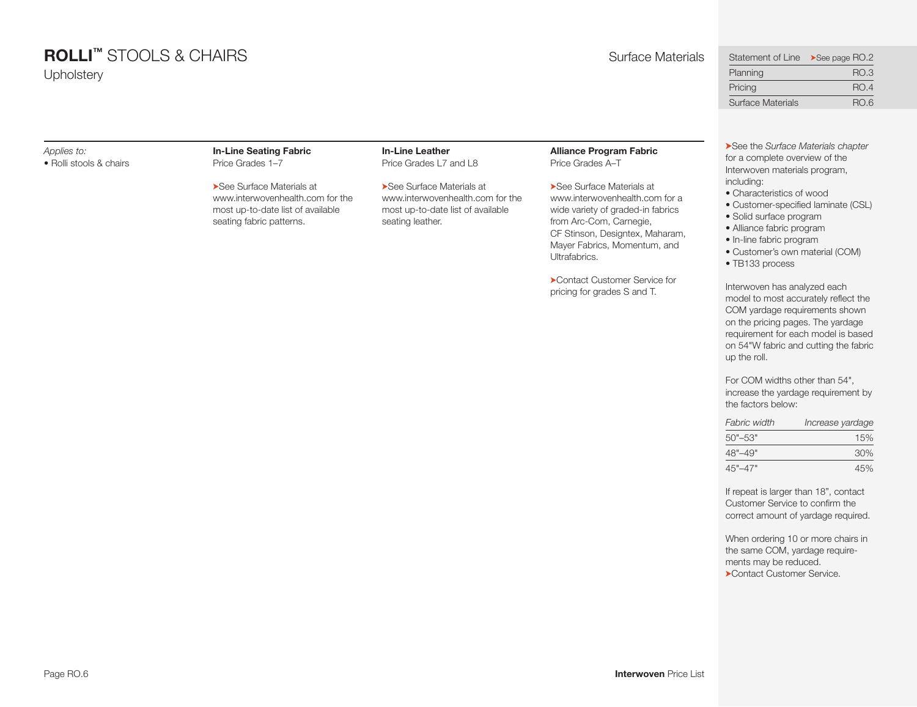# ROLLI™ STOOLS & CHAIRS

Upholstery

## Surface Materials

| | |
|---|---|
| Statement of Line | ➤See page RO.2 |
| Planning | RO.3 |
| Pricing | RO.4 |
| Surface Materials | RO.6 |

*Applies to:*

- Rolli stools & chairs

**In-Line Seating Fabric**
Price Grades 1–7

➤See Surface Materials at www.interwovenhealth.com for the most up-to-date list of available seating fabric patterns.

**In-Line Leather**
Price Grades L7 and L8

➤See Surface Materials at www.interwovenhealth.com for the most up-to-date list of available seating leather.

**Alliance Program Fabric**
Price Grades A–T

➤See Surface Materials at www.interwovenhealth.com for a wide variety of graded-in fabrics from Arc-Com, Carnegie, CF Stinson, Designtex, Maharam, Mayer Fabrics, Momentum, and Ultrafabrics.

➤Contact Customer Service for pricing for grades S and T.

➤See the *Surface Materials chapter* for a complete overview of the Interwoven materials program, including:

- Characteristics of wood
- Customer-specified laminate (CSL)
- Solid surface program
- Alliance fabric program
- In-line fabric program
- Customer's own material (COM)
- TB133 process

Interwoven has analyzed each model to most accurately reflect the COM yardage requirements shown on the pricing pages. The yardage requirement for each model is based on 54"W fabric and cutting the fabric up the roll.

For COM widths other than 54", increase the yardage requirement by the factors below:

| *Fabric width* | *Increase yardage* |
|---|---|
| 50"–53" | 15% |
| 48"–49" | 30% |
| 45"–47" | 45% |

If repeat is larger than 18", contact Customer Service to confirm the correct amount of yardage required.

When ordering 10 or more chairs in the same COM, yardage requirements may be reduced.
➤Contact Customer Service.